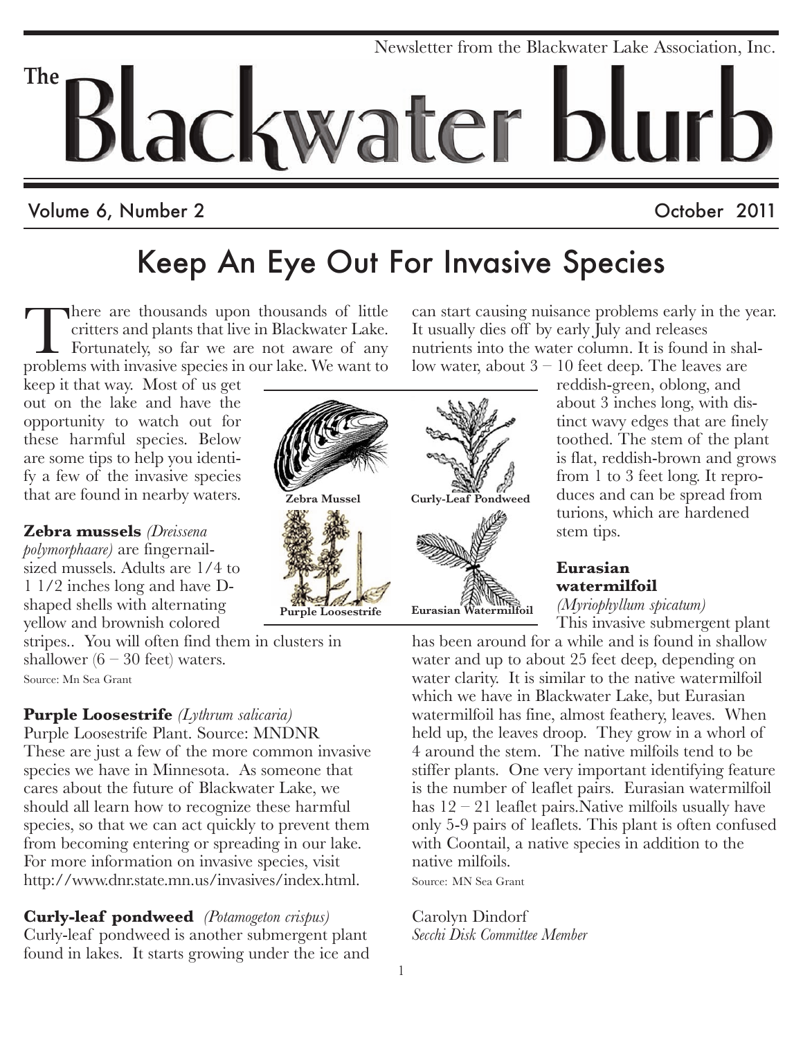Newsletter from the Blackwater Lake Association, Inc.

# The Blackwater blurb

Volume 6, Number 2 October 2011

## Keep An Eye Out For Invasive Species

There are thousands upon thousands of little critters and plants that live in Blackwater Lake. Fortunately, so far we are not aware of any problems with invasive species in our lake. We want to keep it that way. Most of us get out on the lake and have the opportunity to watch out for these harmful species. Below are some tips to help you identify a few of the invasive species that are found in nearby waters.

Zebra Mussel

Curly-Leaf Pondweed

Purple Loosestrife

Eurasian Watermilfoil

**Zebra mussels** *(Dreissena polymorphaare)* are fingernail-sized mussels. Adults are 1/4 to 1 1/2 inches long and have D-shaped shells with alternating yellow and brownish colored stripes.. You will often find them in clusters in shallower (6 – 30 feet) waters.

Source: Mn Sea Grant

**Purple Loosestrife** *(Lythrum salicaria)*
Purple Loosestrife Plant. Source: MNDNR
These are just a few of the more common invasive species we have in Minnesota. As someone that cares about the future of Blackwater Lake, we should all learn how to recognize these harmful species, so that we can act quickly to prevent them from becoming entering or spreading in our lake. For more information on invasive species, visit http://www.dnr.state.mn.us/invasives/index.html.

**Curly-leaf pondweed** *(Potamogeton crispus)*
Curly-leaf pondweed is another submergent plant found in lakes. It starts growing under the ice and can start causing nuisance problems early in the year. It usually dies off by early July and releases nutrients into the water column. It is found in shallow water, about 3 – 10 feet deep. The leaves are reddish-green, oblong, and about 3 inches long, with distinct wavy edges that are finely toothed. The stem of the plant is flat, reddish-brown and grows from 1 to 3 feet long. It reproduces and can be spread from turions, which are hardened stem tips.

**Eurasian watermilfoil**
*(Myriophyllum spicatum)*
This invasive submergent plant has been around for a while and is found in shallow water and up to about 25 feet deep, depending on water clarity. It is similar to the native watermilfoil which we have in Blackwater Lake, but Eurasian watermilfoil has fine, almost feathery, leaves. When held up, the leaves droop. They grow in a whorl of 4 around the stem. The native milfoils tend to be stiffer plants. One very important identifying feature is the number of leaflet pairs. Eurasian watermilfoil has 12 – 21 leaflet pairs.Native milfoils usually have only 5-9 pairs of leaflets. This plant is often confused with Coontail, a native species in addition to the native milfoils.

Source: MN Sea Grant

Carolyn Dindorf
*Secchi Disk Committee Member*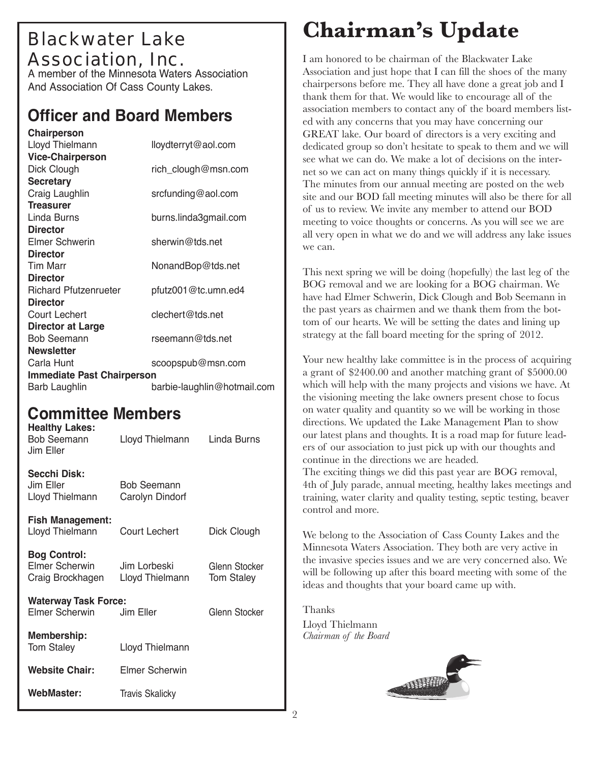# Blackwater Lake Association, Inc.

A member of the Minnesota Waters Association And Association Of Cass County Lakes.

## Officer and Board Members

**Chairperson**
Lloyd Thielmann — lloydterryt@aol.com

**Vice-Chairperson**
Dick Clough — rich_clough@msn.com

**Secretary**
Craig Laughlin — srcfunding@aol.com

**Treasurer**
Linda Burns — burns.linda3gmail.com

**Director**
Elmer Schwerin — sherwin@tds.net

**Director**
Tim Marr — NonandBop@tds.net

**Director**
Richard Pfutzenrueter — pfutz001@tc.umn.ed4

**Director**
Court Lechert — clechert@tds.net

**Director at Large**
Bob Seemann — rseemann@tds.net

**Newsletter**
Carla Hunt — scoopspub@msn.com

**Immediate Past Chairperson**
Barb Laughlin — barbie-laughlin@hotmail.com

## Committee Members

**Healthy Lakes:**
Bob Seemann, Lloyd Thielmann, Linda Burns, Jim Eller

**Secchi Disk:**
Jim Eller, Bob Seemann, Lloyd Thielmann, Carolyn Dindorf

**Fish Management:**
Lloyd Thielmann, Court Lechert, Dick Clough

**Bog Control:**
Elmer Scherwin, Jim Lorbeski, Glenn Stocker, Craig Brockhagen, Lloyd Thielmann, Tom Staley

**Waterway Task Force:**
Elmer Scherwin, Jim Eller, Glenn Stocker

**Membership:**
Tom Staley, Lloyd Thielmann

**Website Chair:** Elmer Scherwin

**WebMaster:** Travis Skalicky

# Chairman's Update

I am honored to be chairman of the Blackwater Lake Association and just hope that I can fill the shoes of the many chairpersons before me. They all have done a great job and I thank them for that. We would like to encourage all of the association members to contact any of the board members listed with any concerns that you may have concerning our GREAT lake. Our board of directors is a very exciting and dedicated group so don't hesitate to speak to them and we will see what we can do. We make a lot of decisions on the internet so we can act on many things quickly if it is necessary. The minutes from our annual meeting are posted on the web site and our BOD fall meeting minutes will also be there for all of us to review. We invite any member to attend our BOD meeting to voice thoughts or concerns. As you will see we are all very open in what we do and we will address any lake issues we can.

This next spring we will be doing (hopefully) the last leg of the BOG removal and we are looking for a BOG chairman. We have had Elmer Schwerin, Dick Clough and Bob Seemann in the past years as chairmen and we thank them from the bottom of our hearts. We will be setting the dates and lining up strategy at the fall board meeting for the spring of 2012.

Your new healthy lake committee is in the process of acquiring a grant of $2400.00 and another matching grant of $5000.00 which will help with the many projects and visions we have. At the visioning meeting the lake owners present chose to focus on water quality and quantity so we will be working in those directions. We updated the Lake Management Plan to show our latest plans and thoughts. It is a road map for future leaders of our association to just pick up with our thoughts and continue in the directions we are headed.
The exciting things we did this past year are BOG removal, 4th of July parade, annual meeting, healthy lakes meetings and training, water clarity and quality testing, septic testing, beaver control and more.

We belong to the Association of Cass County Lakes and the Minnesota Waters Association. They both are very active in the invasive species issues and we are very concerned also. We will be following up after this board meeting with some of the ideas and thoughts that your board came up with.

Thanks

Lloyd Thielmann
*Chairman of the Board*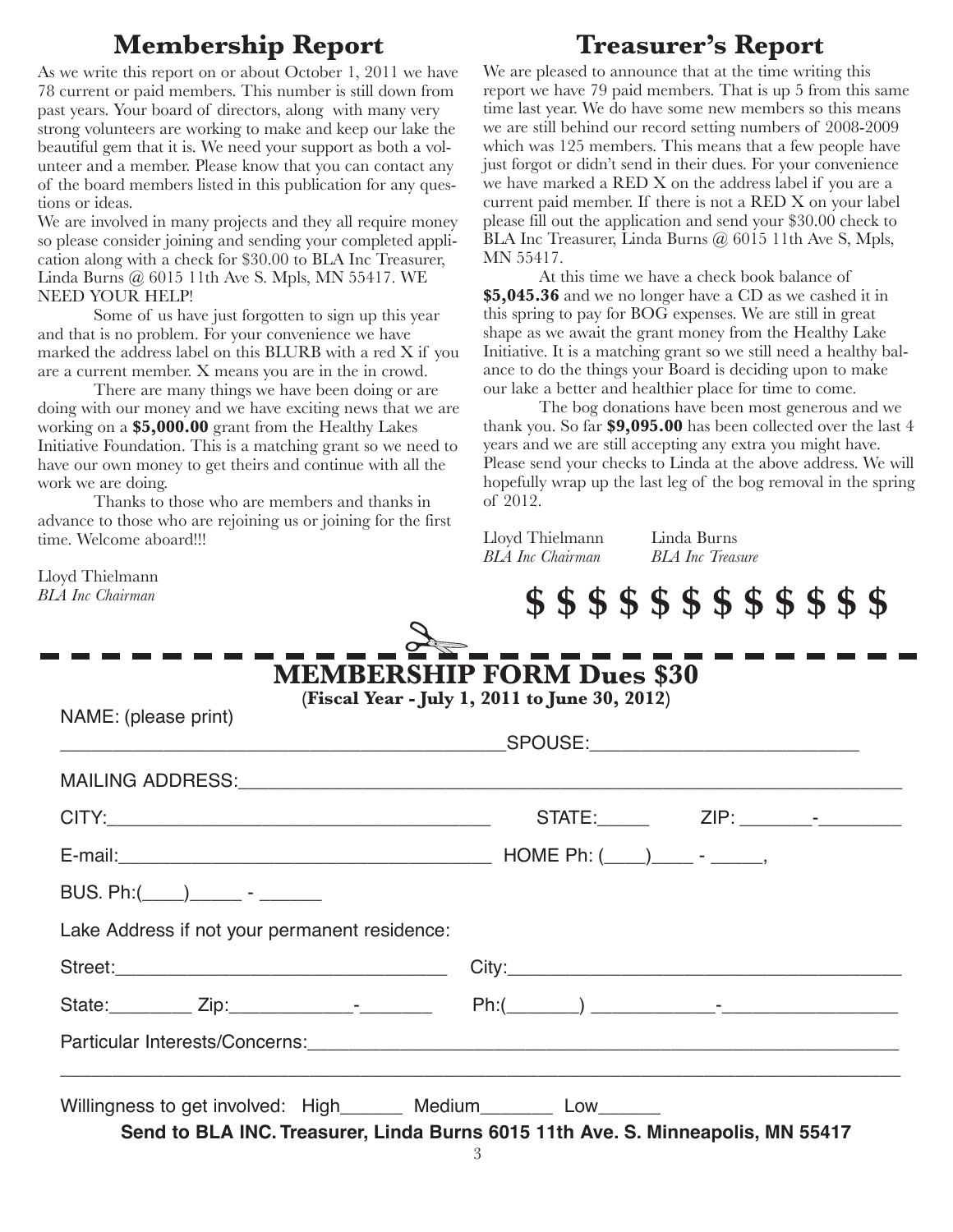## Membership Report

As we write this report on or about October 1, 2011 we have 78 current or paid members. This number is still down from past years. Your board of directors, along with many very strong volunteers are working to make and keep our lake the beautiful gem that it is. We need your support as both a volunteer and a member. Please know that you can contact any of the board members listed in this publication for any questions or ideas.

We are involved in many projects and they all require money so please consider joining and sending your completed application along with a check for $30.00 to BLA Inc Treasurer, Linda Burns @ 6015 11th Ave S. Mpls, MN 55417. WE NEED YOUR HELP!

Some of us have just forgotten to sign up this year and that is no problem. For your convenience we have marked the address label on this BLURB with a red X if you are a current member. X means you are in the in crowd.

There are many things we have been doing or are doing with our money and we have exciting news that we are working on a **$5,000.00** grant from the Healthy Lakes Initiative Foundation. This is a matching grant so we need to have our own money to get theirs and continue with all the work we are doing.

Thanks to those who are members and thanks in advance to those who are rejoining us or joining for the first time. Welcome aboard!!!

Lloyd Thielmann
*BLA Inc Chairman*

## Treasurer's Report

We are pleased to announce that at the time writing this report we have 79 paid members. That is up 5 from this same time last year. We do have some new members so this means we are still behind our record setting numbers of 2008-2009 which was 125 members. This means that a few people have just forgot or didn't send in their dues. For your convenience we have marked a RED X on the address label if you are a current paid member. If there is not a RED X on your label please fill out the application and send your $30.00 check to BLA Inc Treasurer, Linda Burns @ 6015 11th Ave S, Mpls, MN 55417.

At this time we have a check book balance of **$5,045.36** and we no longer have a CD as we cashed it in this spring to pay for BOG expenses. We are still in great shape as we await the grant money from the Healthy Lake Initiative. It is a matching grant so we still need a healthy balance to do the things your Board is deciding upon to make our lake a better and healthier place for time to come.

The bog donations have been most generous and we thank you. So far **$9,095.00** has been collected over the last 4 years and we are still accepting any extra you might have. Please send your checks to Linda at the above address. We will hopefully wrap up the last leg of the bog removal in the spring of 2012.

Lloyd Thielmann — *BLA Inc Chairman*
Linda Burns — *BLA Inc Treasure*

**$ $ $ $ $ $ $ $ $ $ $ $**

---

## MEMBERSHIP FORM Dues $30

**(Fiscal Year - July 1, 2011 to June 30, 2012)**

NAME: (please print)

______________________________ SPOUSE: ______________________

MAILING ADDRESS: ____________________________________________

CITY: ______________________ STATE: _____ ZIP: _______-________

E-mail: ______________________ HOME Ph: (____)____ - _____,

BUS. Ph:(____)_____ - ______

Lake Address if not your permanent residence:

Street: ______________________ City: ______________________

State: ________ Zip: ___________-_______ Ph:(_______) ____________-________________

Particular Interests/Concerns: ____________________________________________

______________________________________________________________________

Willingness to get involved: High______ Medium_______ Low______

**Send to BLA INC. Treasurer, Linda Burns 6015 11th Ave. S. Minneapolis, MN 55417**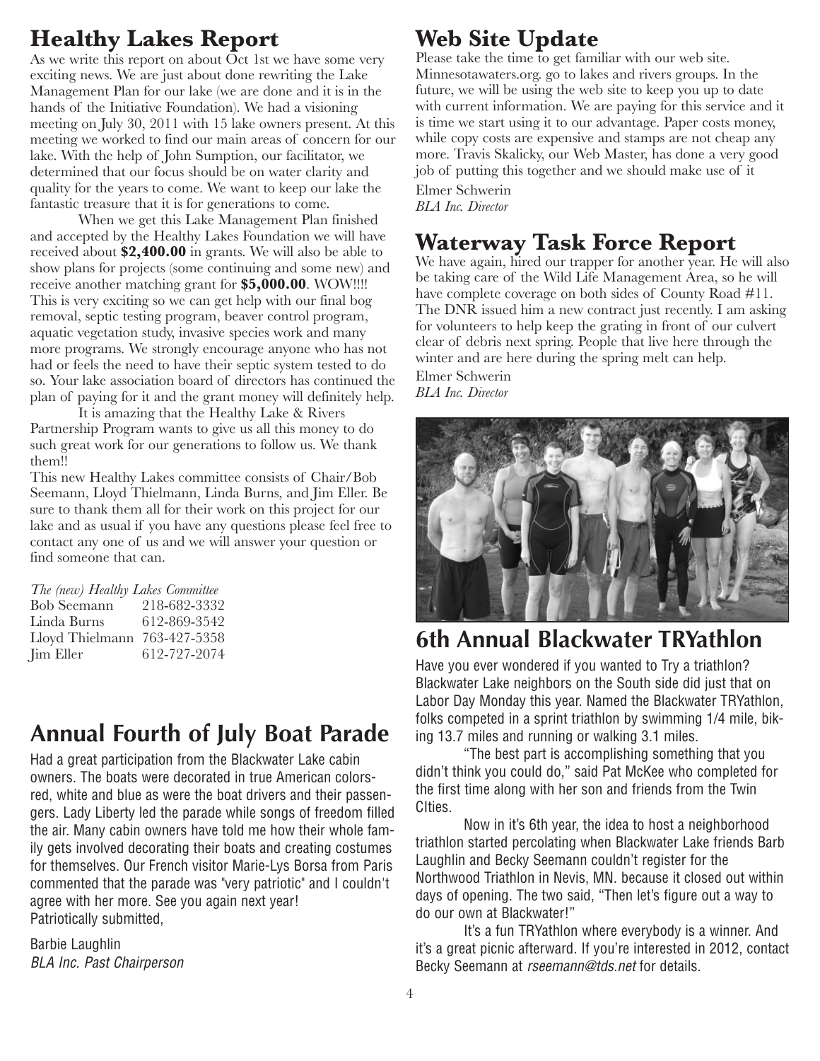## Healthy Lakes Report

As we write this report on about Oct 1st we have some very exciting news. We are just about done rewriting the Lake Management Plan for our lake (we are done and it is in the hands of the Initiative Foundation). We had a visioning meeting on July 30, 2011 with 15 lake owners present. At this meeting we worked to find our main areas of concern for our lake. With the help of John Sumption, our facilitator, we determined that our focus should be on water clarity and quality for the years to come. We want to keep our lake the fantastic treasure that it is for generations to come.

When we get this Lake Management Plan finished and accepted by the Healthy Lakes Foundation we will have received about **$2,400.00** in grants. We will also be able to show plans for projects (some continuing and some new) and receive another matching grant for **$5,000.00**. WOW!!!! This is very exciting so we can get help with our final bog removal, septic testing program, beaver control program, aquatic vegetation study, invasive species work and many more programs. We strongly encourage anyone who has not had or feels the need to have their septic system tested to do so. Your lake association board of directors has continued the plan of paying for it and the grant money will definitely help.

It is amazing that the Healthy Lake & Rivers Partnership Program wants to give us all this money to do such great work for our generations to follow us. We thank them!!

This new Healthy Lakes committee consists of Chair/Bob Seemann, Lloyd Thielmann, Linda Burns, and Jim Eller. Be sure to thank them all for their work on this project for our lake and as usual if you have any questions please feel free to contact any one of us and we will answer your question or find someone that can.

*The (new) Healthy Lakes Committee*

| | |
|---|---|
| Bob Seemann | 218-682-3332 |
| Linda Burns | 612-869-3542 |
| Lloyd Thielmann | 763-427-5358 |
| Jim Eller | 612-727-2074 |

## Annual Fourth of July Boat Parade

Had a great participation from the Blackwater Lake cabin owners. The boats were decorated in true American colors-red, white and blue as were the boat drivers and their passengers. Lady Liberty led the parade while songs of freedom filled the air. Many cabin owners have told me how their whole family gets involved decorating their boats and creating costumes for themselves. Our French visitor Marie-Lys Borsa from Paris commented that the parade was "very patriotic" and I couldn't agree with her more. See you again next year!
Patriotically submitted,

Barbie Laughlin
*BLA Inc. Past Chairperson*

## Web Site Update

Please take the time to get familiar with our web site. Minnesotawaters.org. go to lakes and rivers groups. In the future, we will be using the web site to keep you up to date with current information. We are paying for this service and it is time we start using it to our advantage. Paper costs money, while copy costs are expensive and stamps are not cheap any more. Travis Skalicky, our Web Master, has done a very good job of putting this together and we should make use of it

Elmer Schwerin
*BLA Inc. Director*

## Waterway Task Force Report

We have again, hired our trapper for another year. He will also be taking care of the Wild Life Management Area, so he will have complete coverage on both sides of County Road #11. The DNR issued him a new contract just recently. I am asking for volunteers to help keep the grating in front of our culvert clear of debris next spring. People that live here through the winter and are here during the spring melt can help.

Elmer Schwerin
*BLA Inc. Director*

## 6th Annual Blackwater TRYathlon

Have you ever wondered if you wanted to Try a triathlon? Blackwater Lake neighbors on the South side did just that on Labor Day Monday this year. Named the Blackwater TRYathlon, folks competed in a sprint triathlon by swimming 1/4 mile, biking 13.7 miles and running or walking 3.1 miles.

"The best part is accomplishing something that you didn't think you could do," said Pat McKee who completed for the first time along with her son and friends from the Twin CIties.

Now in it's 6th year, the idea to host a neighborhood triathlon started percolating when Blackwater Lake friends Barb Laughlin and Becky Seemann couldn't register for the Northwood Triathlon in Nevis, MN. because it closed out within days of opening. The two said, "Then let's figure out a way to do our own at Blackwater!"

It's a fun TRYathlon where everybody is a winner. And it's a great picnic afterward. If you're interested in 2012, contact Becky Seemann at *rseemann@tds.net* for details.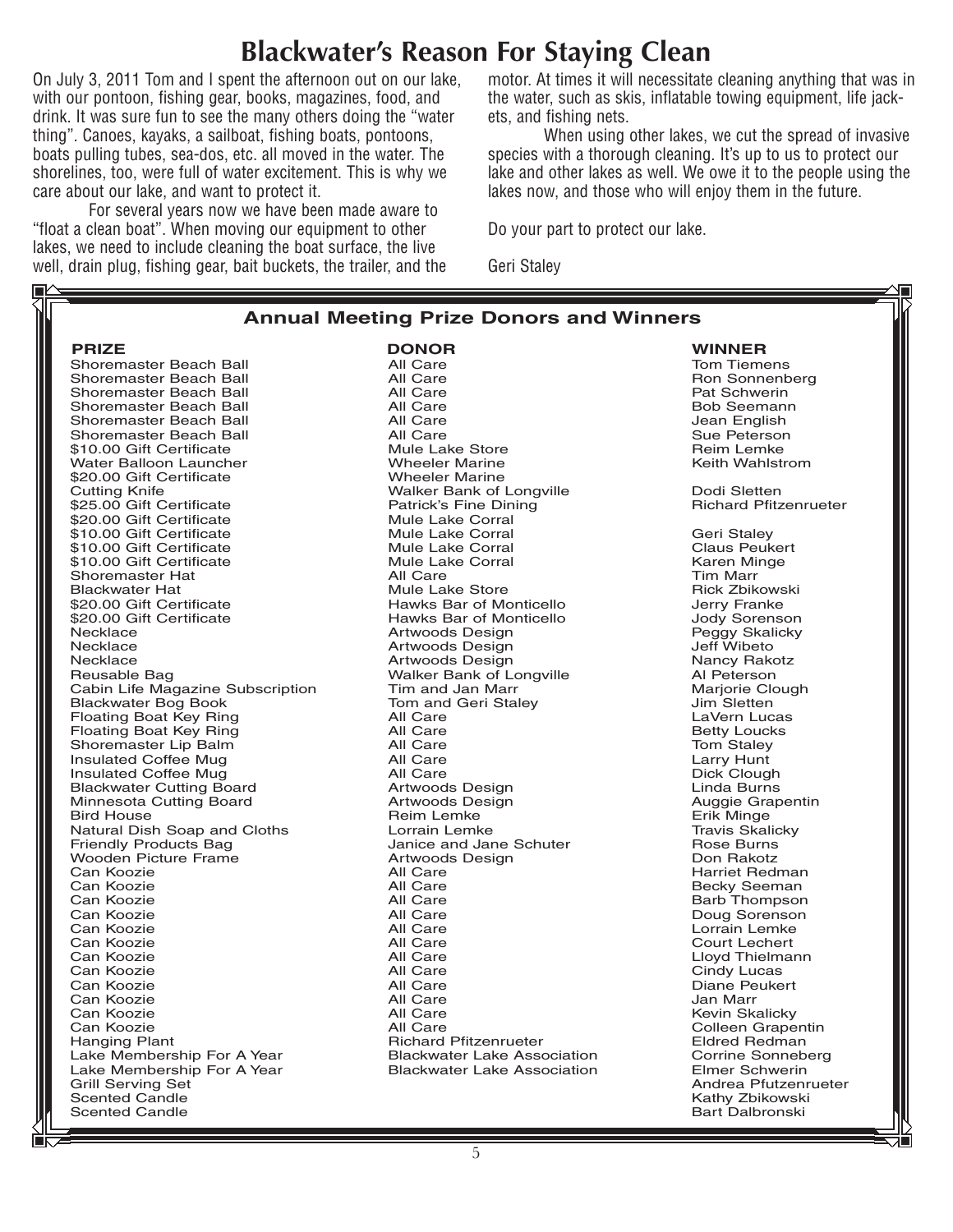# Blackwater's Reason For Staying Clean

On July 3, 2011 Tom and I spent the afternoon out on our lake, with our pontoon, fishing gear, books, magazines, food, and drink. It was sure fun to see the many others doing the "water thing". Canoes, kayaks, a sailboat, fishing boats, pontoons, boats pulling tubes, sea-dos, etc. all moved in the water. The shorelines, too, were full of water excitement. This is why we care about our lake, and want to protect it.

For several years now we have been made aware to "float a clean boat". When moving our equipment to other lakes, we need to include cleaning the boat surface, the live well, drain plug, fishing gear, bait buckets, the trailer, and the motor. At times it will necessitate cleaning anything that was in the water, such as skis, inflatable towing equipment, life jackets, and fishing nets.

When using other lakes, we cut the spread of invasive species with a thorough cleaning. It's up to us to protect our lake and other lakes as well. We owe it to the people using the lakes now, and those who will enjoy them in the future.

Do your part to protect our lake.

Geri Staley

## Annual Meeting Prize Donors and Winners

| PRIZE | DONOR | WINNER |
|---|---|---|
| Shoremaster Beach Ball | All Care | Tom Tiemens |
| Shoremaster Beach Ball | All Care | Ron Sonnenberg |
| Shoremaster Beach Ball | All Care | Pat Schwerin |
| Shoremaster Beach Ball | All Care | Bob Seemann |
| Shoremaster Beach Ball | All Care | Jean English |
| Shoremaster Beach Ball | All Care | Sue Peterson |
| $10.00 Gift Certificate | Mule Lake Store | Reim Lemke |
| Water Balloon Launcher | Wheeler Marine | Keith Wahlstrom |
| $20.00 Gift Certificate | Wheeler Marine | |
| Cutting Knife | Walker Bank of Longville | Dodi Sletten |
| $25.00 Gift Certificate | Patrick's Fine Dining | Richard Pfitzenrueter |
| $20.00 Gift Certificate | Mule Lake Corral | |
| $10.00 Gift Certificate | Mule Lake Corral | Geri Staley |
| $10.00 Gift Certificate | Mule Lake Corral | Claus Peukert |
| $10.00 Gift Certificate | Mule Lake Corral | Karen Minge |
| Shoremaster Hat | All Care | Tim Marr |
| Blackwater Hat | Mule Lake Store | Rick Zbikowski |
| $20.00 Gift Certificate | Hawks Bar of Monticello | Jerry Franke |
| $20.00 Gift Certificate | Hawks Bar of Monticello | Jody Sorenson |
| Necklace | Artwoods Design | Peggy Skalicky |
| Necklace | Artwoods Design | Jeff Wibeto |
| Necklace | Artwoods Design | Nancy Rakotz |
| Reusable Bag | Walker Bank of Longville | Al Peterson |
| Cabin Life Magazine Subscription | Tim and Jan Marr | Marjorie Clough |
| Blackwater Bog Book | Tom and Geri Staley | Jim Sletten |
| Floating Boat Key Ring | All Care | LaVern Lucas |
| Floating Boat Key Ring | All Care | Betty Loucks |
| Shoremaster Lip Balm | All Care | Tom Staley |
| Insulated Coffee Mug | All Care | Larry Hunt |
| Insulated Coffee Mug | All Care | Dick Clough |
| Blackwater Cutting Board | Artwoods Design | Linda Burns |
| Minnesota Cutting Board | Artwoods Design | Auggie Grapentin |
| Bird House | Reim Lemke | Erik Minge |
| Natural Dish Soap and Cloths | Lorrain Lemke | Travis Skalicky |
| Friendly Products Bag | Janice and Jane Schuter | Rose Burns |
| Wooden Picture Frame | Artwoods Design | Don Rakotz |
| Can Koozie | All Care | Harriet Redman |
| Can Koozie | All Care | Becky Seeman |
| Can Koozie | All Care | Barb Thompson |
| Can Koozie | All Care | Doug Sorenson |
| Can Koozie | All Care | Lorrain Lemke |
| Can Koozie | All Care | Court Lechert |
| Can Koozie | All Care | Lloyd Thielmann |
| Can Koozie | All Care | Cindy Lucas |
| Can Koozie | All Care | Diane Peukert |
| Can Koozie | All Care | Jan Marr |
| Can Koozie | All Care | Kevin Skalicky |
| Can Koozie | All Care | Colleen Grapentin |
| Hanging Plant | Richard Pfitzenrueter | Eldred Redman |
| Lake Membership For A Year | Blackwater Lake Association | Corrine Sonneberg |
| Lake Membership For A Year | Blackwater Lake Association | Elmer Schwerin |
| Grill Serving Set | | Andrea Pfutzenrueter |
| Scented Candle | | Kathy Zbikowski |
| Scented Candle | | Bart Dalbronski |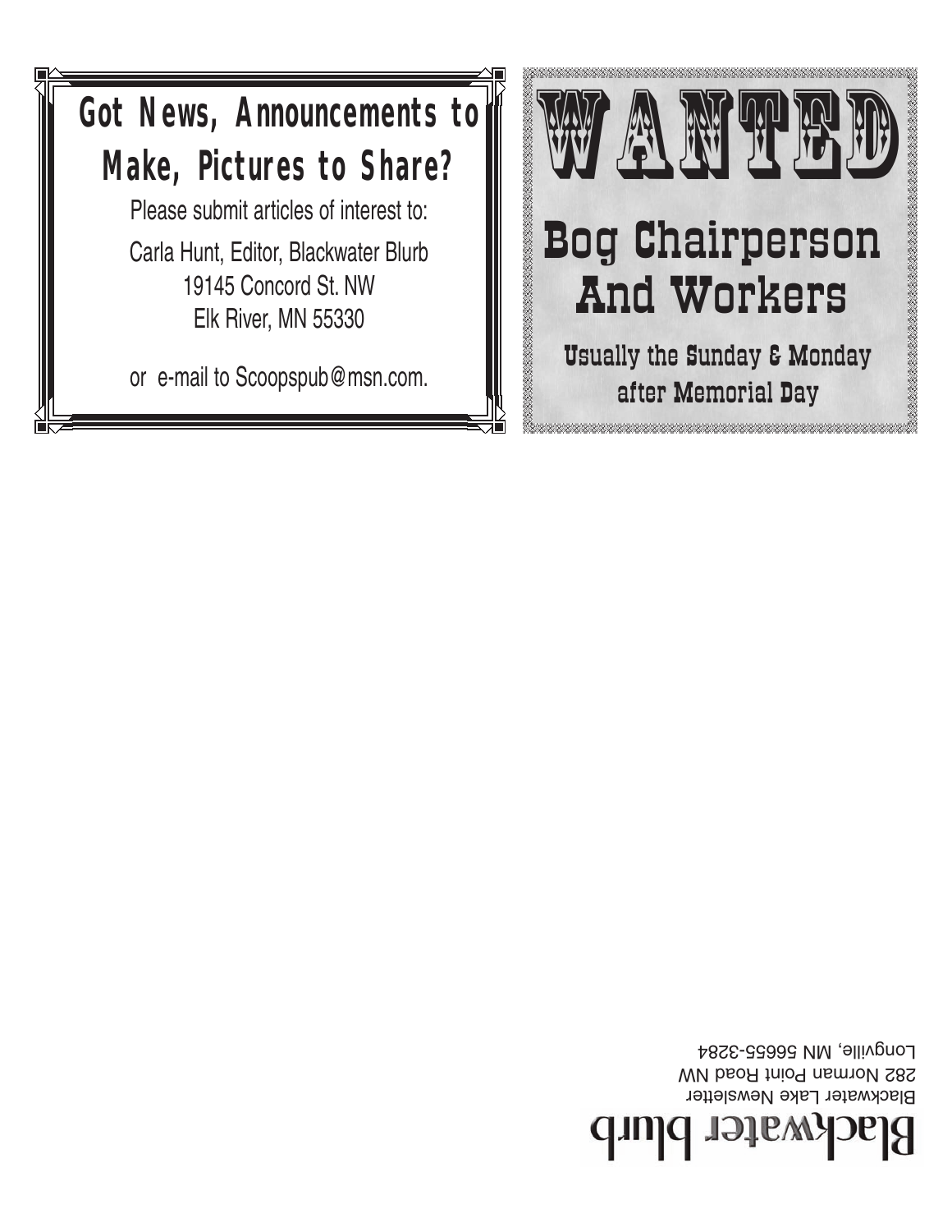## Got News, Announcements to Make, Pictures to Share?

Please submit articles of interest to:

Carla Hunt, Editor, Blackwater Blurb
19145 Concord St. NW
Elk River, MN 55330

or e-mail to Scoopspub@msn.com.

# WANTED

## Bog Chairperson And Workers

**Usually the Sunday & Monday after Memorial Day**

Blackwater blurb

Blackwater Lake Newsletter
282 Norman Point Road NW
Longville, MN 56655-3284